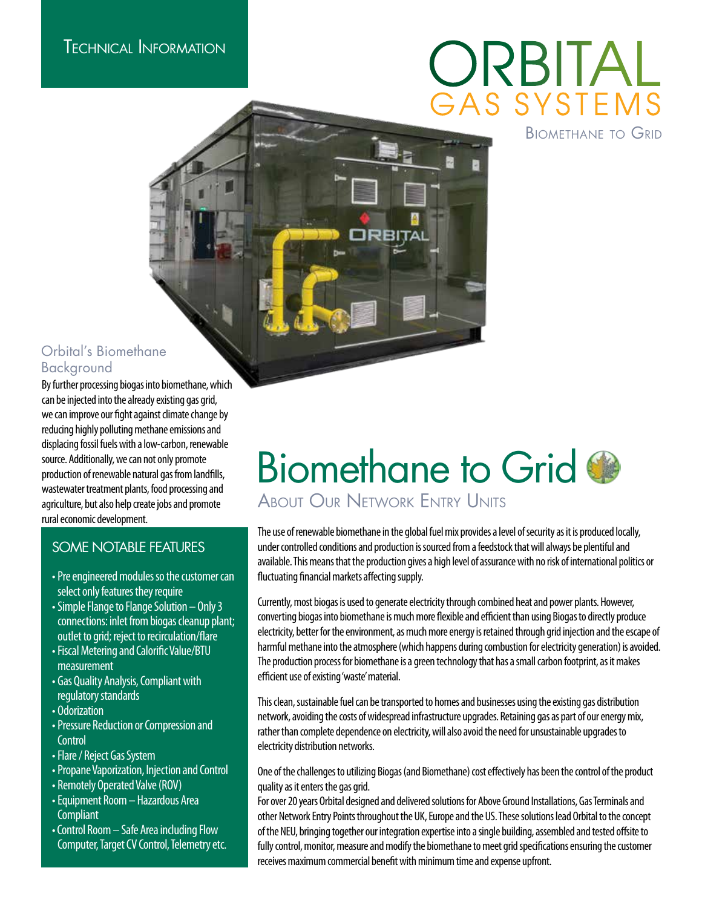TECHNICAL INFORMATION

# ORBITAL GAS SYSTEMS

BIOMETHANE TO GRID

## Orbital's Biomethane Background

By further processing biogas into biomethane, which can be injected into the already existing gas grid, we can improve our fight against climate change by reducing highly polluting methane emissions and displacing fossil fuels with a low-carbon, renewable source. Additionally, we can not only promote production of renewable natural gas from landfills, wastewater treatment plants, food processing and agriculture, but also help create jobs and promote rural economic development.

## SOME NOTABLE FEATURES

- Pre engineered modules so the customer can select only features they require
- Simple Flange to Flange Solution – Only 3 connections: inlet from biogas cleanup plant; outlet to grid; reject to recirculation/flare
- Fiscal Metering and Calorific Value/BTU measurement
- Gas Quality Analysis, Compliant with regulatory standards
- Odorization
- Pressure Reduction or Compression and Control
- Flare / Reject Gas System
- Propane Vaporization, Injection and Control
- Remotely Operated Valve (ROV)
- Equipment Room – Hazardous Area Compliant
- Control Room – Safe Area including Flow Computer, Target CV Control, Telemetry etc.

# Biomethane to Grid

## ABOUT OUR NETWORK ENTRY UNITS

The use of renewable biomethane in the global fuel mix provides a level of security as it is produced locally, under controlled conditions and production is sourced from a feedstock that will always be plentiful and available. This means that the production gives a high level of assurance with no risk of international politics or fluctuating financial markets affecting supply.

Currently, most biogas is used to generate electricity through combined heat and power plants. However, converting biogas into biomethane is much more flexible and efficient than using Biogas to directly produce electricity, better for the environment, as much more energy is retained through grid injection and the escape of harmful methane into the atmosphere (which happens during combustion for electricity generation) is avoided. The production process for biomethane is a green technology that has a small carbon footprint, as it makes efficient use of existing 'waste' material.

This clean, sustainable fuel can be transported to homes and businesses using the existing gas distribution network, avoiding the costs of widespread infrastructure upgrades. Retaining gas as part of our energy mix, rather than complete dependence on electricity, will also avoid the need for unsustainable upgrades to electricity distribution networks.

One of the challenges to utilizing Biogas (and Biomethane) cost effectively has been the control of the product quality as it enters the gas grid.
For over 20 years Orbital designed and delivered solutions for Above Ground Installations, Gas Terminals and other Network Entry Points throughout the UK, Europe and the US. These solutions lead Orbital to the concept of the NEU, bringing together our integration expertise into a single building, assembled and tested offsite to fully control, monitor, measure and modify the biomethane to meet grid specifications ensuring the customer receives maximum commercial benefit with minimum time and expense upfront.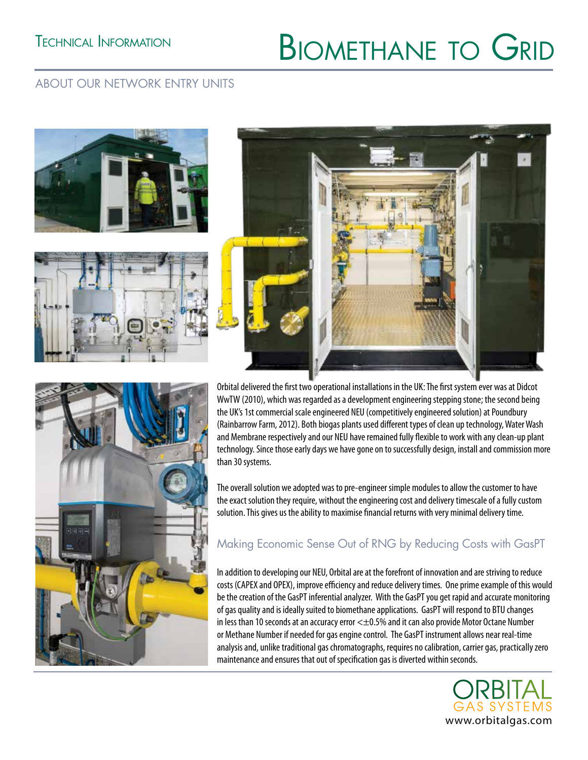# Technical Information

# Biomethane to Grid

## About Our Network Entry Units

Orbital delivered the first two operational installations in the UK: The first system ever was at Didcot WwTW (2010), which was regarded as a development engineering stepping stone; the second being the UK's 1st commercial scale engineered NEU (competitively engineered solution) at Poundbury (Rainbarrow Farm, 2012). Both biogas plants used different types of clean up technology, Water Wash and Membrane respectively and our NEU have remained fully flexible to work with any clean-up plant technology. Since those early days we have gone on to successfully design, install and commission more than 30 systems.

The overall solution we adopted was to pre-engineer simple modules to allow the customer to have the exact solution they require, without the engineering cost and delivery timescale of a fully custom solution. This gives us the ability to maximise financial returns with very minimal delivery time.

### Making Economic Sense Out of RNG by Reducing Costs with GasPT

In addition to developing our NEU, Orbital are at the forefront of innovation and are striving to reduce costs (CAPEX and OPEX), improve efficiency and reduce delivery times. One prime example of this would be the creation of the GasPT inferential analyzer. With the GasPT you get rapid and accurate monitoring of gas quality and is ideally suited to biomethane applications. GasPT will respond to BTU changes in less than 10 seconds at an accuracy error <±0.5% and it can also provide Motor Octane Number or Methane Number if needed for gas engine control. The GasPT instrument allows near real-time analysis and, unlike traditional gas chromatographs, requires no calibration, carrier gas, practically zero maintenance and ensures that out of specification gas is diverted within seconds.

ORBITAL GAS SYSTEMS
www.orbitalgas.com